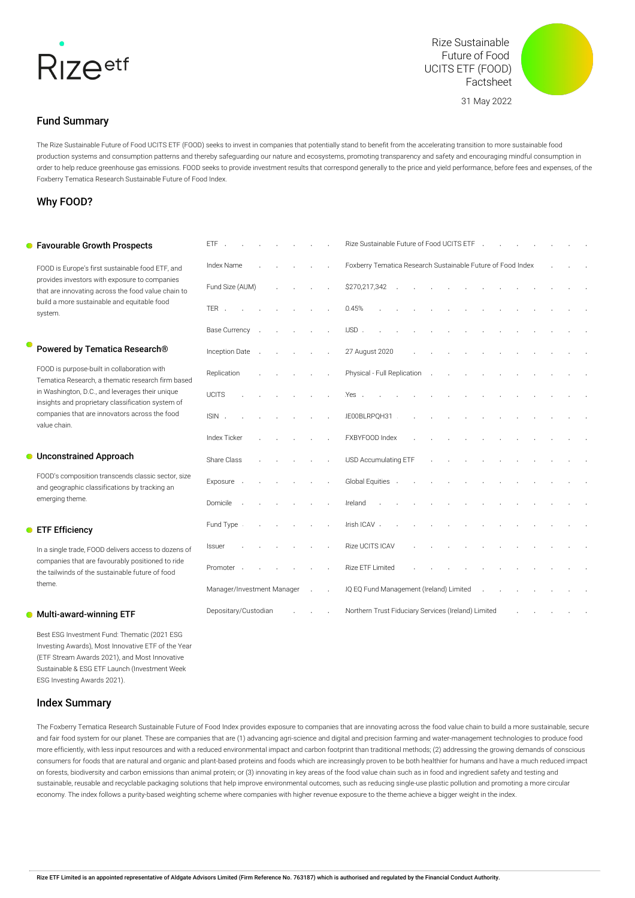# Rize Sustainable Future of Food UCITS ETF (FOOD) Factsheet

31 May 2022

## Fund Summary

The Rize Sustainable Future of Food UCITS ETF (FOOD) seeks to invest in companies that potentially stand to benefit from the accelerating transition to more sustainable food production systems and consumption patterns and thereby safeguarding our nature and ecosystems, promoting transparency and safety and encouraging mindful consumption in order to help reduce greenhouse gas emissions. FOOD seeks to provide investment results that correspond generally to the price and yield performance, before fees and expenses, of the Foxberry Tematica Research Sustainable Future of Food Index.

## Why FOOD?

### Favourable Growth Prospects

FOOD is Europe's first sustainable food ETF, and provides investors with exposure to companies that are innovating across the food value chain to build a more sustainable and equitable food system.

### Powered by Tematica Research®

FOOD is purpose-built in collaboration with Tematica Research, a thematic research firm based in Washington, D.C., and leverages their unique insights and proprietary classification system of companies that are innovators across the food value chain.

### Unconstrained Approach

FOOD's composition transcends classic sector, size and geographic classifications by tracking an emerging theme.

### ETF Efficiency

In a single trade, FOOD delivers access to dozens of companies that are favourably positioned to ride the tailwinds of the sustainable future of food theme.

### Multi-award-winning ETF

Best ESG Investment Fund: Thematic (2021 ESG Investing Awards), Most Innovative ETF of the Year (ETF Stream Awards 2021), and Most Innovative Sustainable & ESG ETF Launch (Investment Week ESG Investing Awards 2021).

| | |
|---|---|
| ETF | Rize Sustainable Future of Food UCITS ETF |
| Index Name | Foxberry Tematica Research Sustainable Future of Food Index |
| Fund Size (AUM) | $270,217,342 |
| TER | 0.45% |
| Base Currency | USD |
| Inception Date | 27 August 2020 |
| Replication | Physical - Full Replication |
| UCITS | Yes |
| ISIN | IE00BLRPQH31 |
| Index Ticker | FXBYFOOD Index |
| Share Class | USD Accumulating ETF |
| Exposure | Global Equities |
| Domicile | Ireland |
| Fund Type | Irish ICAV |
| Issuer | Rize UCITS ICAV |
| Promoter | Rize ETF Limited |
| Manager/Investment Manager | IQ EQ Fund Management (Ireland) Limited |
| Depositary/Custodian | Northern Trust Fiduciary Services (Ireland) Limited |

## Index Summary

The Foxberry Tematica Research Sustainable Future of Food Index provides exposure to companies that are innovating across the food value chain to build a more sustainable, secure and fair food system for our planet. These are companies that are (1) advancing agri-science and digital and precision farming and water-management technologies to produce food more efficiently, with less input resources and with a reduced environmental impact and carbon footprint than traditional methods; (2) addressing the growing demands of conscious consumers for foods that are natural and organic and plant-based proteins and foods which are increasingly proven to be both healthier for humans and have a much reduced impact on forests, biodiversity and carbon emissions than animal protein; or (3) innovating in key areas of the food value chain such as in food and ingredient safety and testing and sustainable, reusable and recyclable packaging solutions that help improve environmental outcomes, such as reducing single-use plastic pollution and promoting a more circular economy. The index follows a purity-based weighting scheme where companies with higher revenue exposure to the theme achieve a bigger weight in the index.

**Rize ETF Limited is an appointed representative of Aldgate Advisors Limited (Firm Reference No. 763187) which is authorised and regulated by the Financial Conduct Authority.**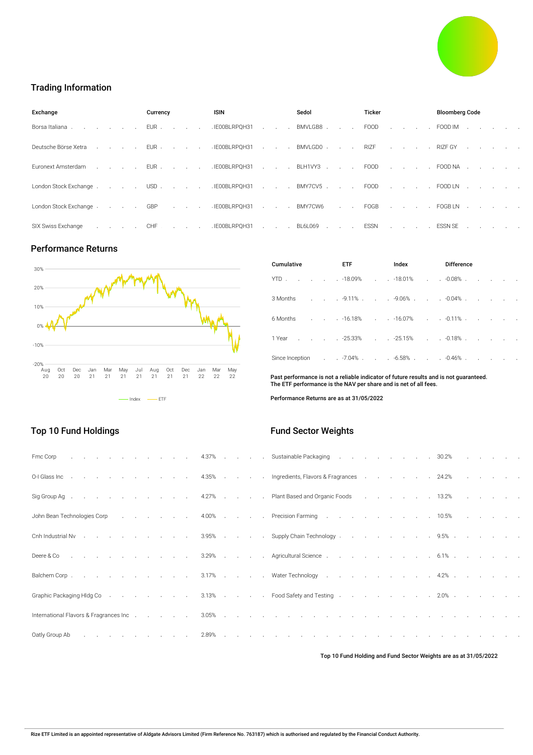## Trading Information

| Exchange | Currency | ISIN | Sedol | Ticker | Bloomberg Code |
|---|---|---|---|---|---|
| Borsa Italiana | EUR | IE00BLRPQH31 | BMVLGB8 | FOOD | FOOD IM |
| Deutsche Börse Xetra | EUR | IE00BLRPQH31 | BMVLGD0 | RIZF | RIZF GY |
| Euronext Amsterdam | EUR | IE00BLRPQH31 | BLH1VY3 | FOOD | FOOD NA |
| London Stock Exchange | USD | IE00BLRPQH31 | BMY7CV5 | FOOD | FOOD LN |
| London Stock Exchange | GBP | IE00BLRPQH31 | BMY7CW6 | FOGB | FOGB LN |
| SIX Swiss Exchange | CHF | IE00BLRPQH31 | BL6L069 | ESSN | ESSN SE |

## Performance Returns

| Cumulative | ETF | Index | Difference |
|---|---|---|---|
| YTD | -18.09% | -18.01% | -0.08% |
| 3 Months | -9.11% | -9.06% | -0.04% |
| 6 Months | -16.18% | -16.07% | -0.11% |
| 1 Year | -25.33% | -25.15% | -0.18% |
| Since Inception | -7.04% | -6.58% | -0.46% |

**Past performance is not a reliable indicator of future results and is not guaranteed. The ETF performance is the NAV per share and is net of all fees.**

**Performance Returns are as at 31/05/2022**

## Top 10 Fund Holdings

| Holding | Weight |
|---|---|
| Fmc Corp | 4.37% |
| O-I Glass Inc | 4.35% |
| Sig Group Ag | 4.27% |
| John Bean Technologies Corp | 4.00% |
| Cnh Industrial Nv | 3.95% |
| Deere & Co | 3.29% |
| Balchem Corp | 3.17% |
| Graphic Packaging Hldg Co | 3.13% |
| International Flavors & Fragrances Inc | 3.05% |
| Oatly Group Ab | 2.89% |

## Fund Sector Weights

| Sector | Weight |
|---|---|
| Sustainable Packaging | 30.2% |
| Ingredients, Flavors & Fragrances | 24.2% |
| Plant Based and Organic Foods | 13.2% |
| Precision Farming | 10.5% |
| Supply Chain Technology | 9.5% |
| Agricultural Science | 6.1% |
| Water Technology | 4.2% |
| Food Safety and Testing | 2.0% |

**Top 10 Fund Holding and Fund Sector Weights are as at 31/05/2022**

**Rize ETF Limited is an appointed representative of Aldgate Advisors Limited (Firm Reference No. 763187) which is authorised and regulated by the Financial Conduct Authority.**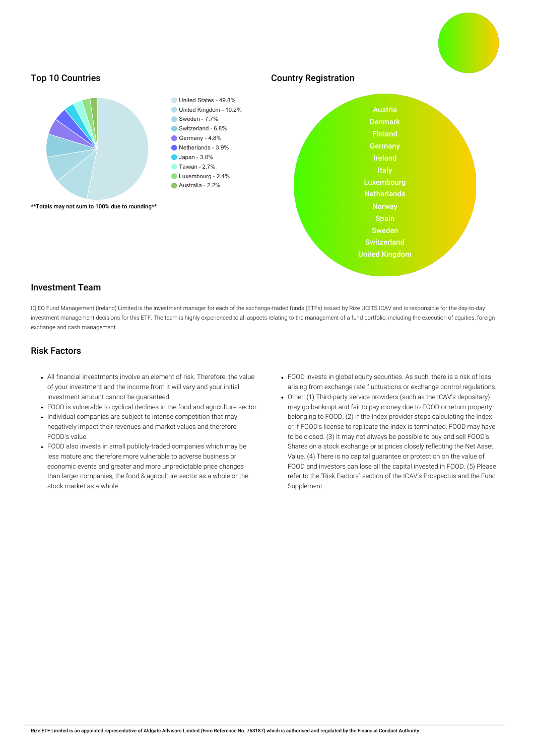## Top 10 Countries

- United States - 49.8%
- United Kingdom - 10.2%
- Sweden - 7.7%
- Switzerland - 6.8%
- Germany - 4.8%
- Netherlands - 3.9%
- Japan - 3.0%
- Taiwan - 2.7%
- Luxembourg - 2.4%
- Australia - 2.2%

**Totals may not sum to 100% due to rounding**

## Country Registration

Austria
Denmark
Finland
Germany
Ireland
Italy
Luxembourg
Netherlands
Norway
Spain
Sweden
Switzerland
United Kingdom

## Investment Team

IQ EQ Fund Management (Ireland) Limited is the investment manager for each of the exchange-traded funds (ETFs) issued by Rize UCITS ICAV and is responsible for the day-to-day investment management decisions for this ETF. The team is highly experienced to all aspects relating to the management of a fund portfolio, including the execution of equities, foreign exchange and cash management.

## Risk Factors

- All financial investments involve an element of risk. Therefore, the value of your investment and the income from it will vary and your initial investment amount cannot be guaranteed.
- FOOD is vulnerable to cyclical declines in the food and agriculture sector.
- Individual companies are subject to intense competition that may negatively impact their revenues and market values and therefore FOOD's value.
- FOOD also invests in small publicly-traded companies which may be less mature and therefore more vulnerable to adverse business or economic events and greater and more unpredictable price changes than larger companies, the food & agriculture sector as a whole or the stock market as a whole.
- FOOD invests in global equity securities. As such, there is a risk of loss arising from exchange rate fluctuations or exchange control regulations.
- Other: (1) Third-party service providers (such as the ICAV's depositary) may go bankrupt and fail to pay money due to FOOD or return property belonging to FOOD. (2) If the Index provider stops calculating the Index or if FOOD's license to replicate the Index is terminated, FOOD may have to be closed. (3) It may not always be possible to buy and sell FOOD's Shares on a stock exchange or at prices closely reflecting the Net Asset Value. (4) There is no capital guarantee or protection on the value of FOOD and investors can lose all the capital invested in FOOD. (5) Please refer to the "Risk Factors" section of the ICAV's Prospectus and the Fund Supplement.

**Rize ETF Limited is an appointed representative of Aldgate Advisors Limited (Firm Reference No. 763187) which is authorised and regulated by the Financial Conduct Authority.**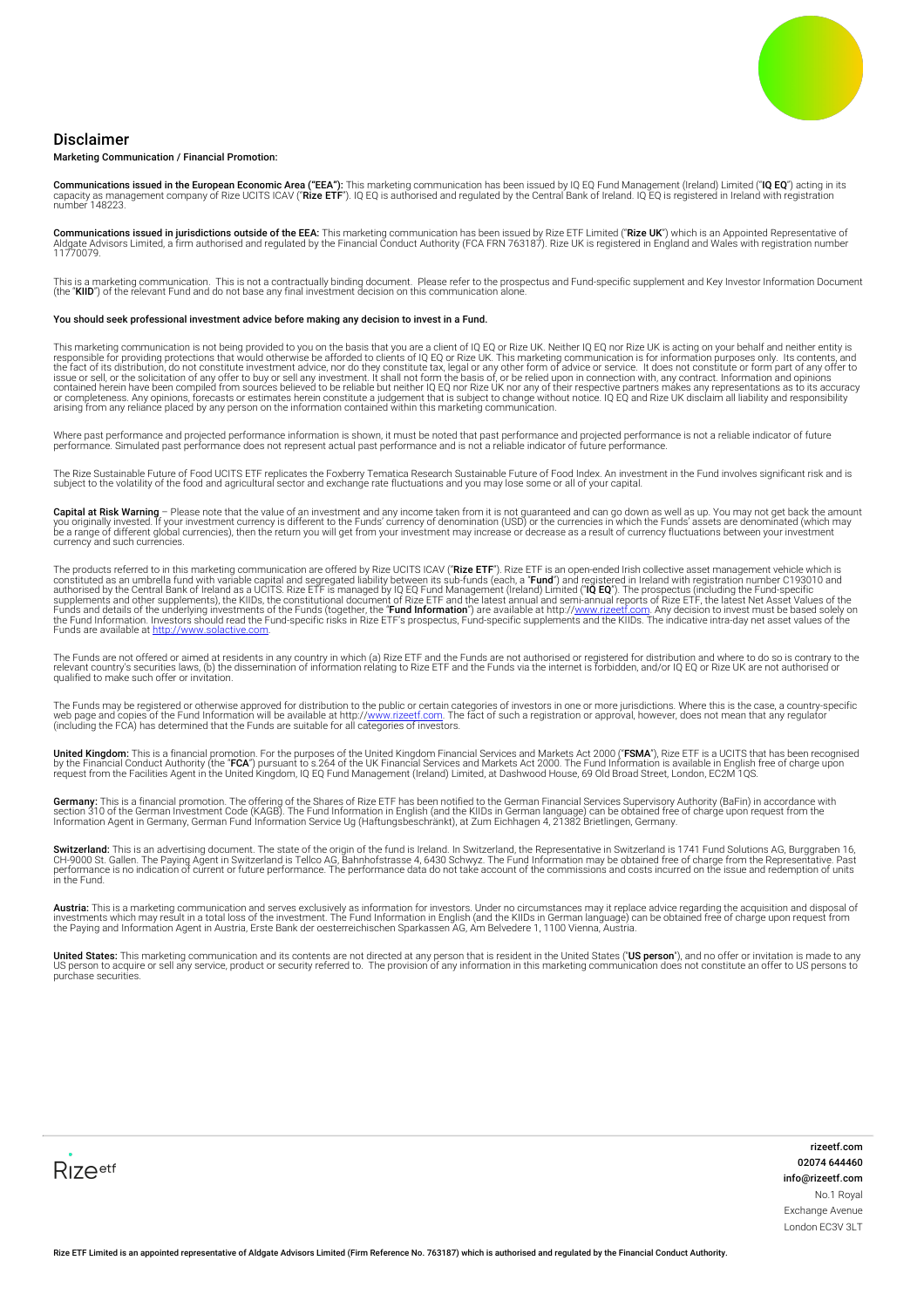## Disclaimer

**Marketing Communication / Financial Promotion:**

**Communications issued in the European Economic Area ("EEA"):** This marketing communication has been issued by IQ EQ Fund Management (Ireland) Limited ("**IQ EQ**") acting in its capacity as management company of Rize UCITS ICAV ("**Rize ETF**"). IQ EQ is authorised and regulated by the Central Bank of Ireland. IQ EQ is registered in Ireland with registration number 148223.

**Communications issued in jurisdictions outside of the EEA:** This marketing communication has been issued by Rize ETF Limited ("**Rize UK**") which is an Appointed Representative of Aldgate Advisors Limited, a firm authorised and regulated by the Financial Conduct Authority (FCA FRN 763187). Rize UK is registered in England and Wales with registration number 11770079.

This is a marketing communication. This is not a contractually binding document. Please refer to the prospectus and Fund-specific supplement and Key Investor Information Document (the "**KIID**") of the relevant Fund and do not base any final investment decision on this communication alone.

**You should seek professional investment advice before making any decision to invest in a Fund.**

This marketing communication is not being provided to you on the basis that you are a client of IQ EQ or Rize UK. Neither IQ EQ nor Rize UK is acting on your behalf and neither entity is responsible for providing protections that would otherwise be afforded to clients of IQ EQ or Rize UK. This marketing communication is for information purposes only. Its contents, and the fact of its distribution, do not constitute investment advice, nor do they constitute tax, legal or any other form of advice or service. It does not constitute or form part of any offer to issue or sell, or the solicitation of any offer to buy or sell any investment. It shall not form the basis of, or be relied upon in connection with, any contract. Information and opinions contained herein have been compiled from sources believed to be reliable but neither IQ EQ nor Rize UK nor any of their respective partners makes any representations as to its accuracy or completeness. Any opinions, forecasts or estimates herein constitute a judgement that is subject to change without notice. IQ EQ and Rize UK disclaim all liability and responsibility arising from any reliance placed by any person on the information contained within this marketing communication.

Where past performance and projected performance information is shown, it must be noted that past performance and projected performance is not a reliable indicator of future performance. Simulated past performance does not represent actual past performance and is not a reliable indicator of future performance.

The Rize Sustainable Future of Food UCITS ETF replicates the Foxberry Tematica Research Sustainable Future of Food Index. An investment in the Fund involves significant risk and is subject to the volatility of the food and agricultural sector and exchange rate fluctuations and you may lose some or all of your capital.

**Capital at Risk Warning** – Please note that the value of an investment and any income taken from it is not guaranteed and can go down as well as up. You may not get back the amount you originally invested. If your investment currency is different to the Funds' currency of denomination (USD) or the currencies in which the Funds' assets are denominated (which may be a range of different global currencies), then the return you will get from your investment may increase or decrease as a result of currency fluctuations between your investment currency and such currencies.

The products referred to in this marketing communication are offered by Rize UCITS ICAV ("**Rize ETF**"). Rize ETF is an open-ended Irish collective asset management vehicle which is constituted as an umbrella fund with variable capital and segregated liability between its sub-funds (each, a "**Fund**") and registered in Ireland with registration number C193010 and authorised by the Central Bank of Ireland as a UCITS. Rize ETF is managed by IQ EQ Fund Management (Ireland) Limited ("**IQ EQ**"). The prospectus (including the Fund-specific supplements and other supplements), the KIIDs, the constitutional document of Rize ETF and the latest annual and semi-annual reports of Rize ETF, the latest Net Asset Values of the Funds and details of the underlying investments of the Funds (together, the "**Fund Information**") are available at http://www.rizeetf.com. Any decision to invest must be based solely on the Fund Information. Investors should read the Fund-specific risks in Rize ETF's prospectus, Fund-specific supplements and the KIIDs. The indicative intra-day net asset values of the Funds are available at http://www.solactive.com.

The Funds are not offered or aimed at residents in any country in which (a) Rize ETF and the Funds are not authorised or registered for distribution and where to do so is contrary to the relevant country's securities laws, (b) the dissemination of information relating to Rize ETF and the Funds via the internet is forbidden, and/or IQ EQ or Rize UK are not authorised or qualified to make such offer or invitation.

The Funds may be registered or otherwise approved for distribution to the public or certain categories of investors in one or more jurisdictions. Where this is the case, a country-specific web page and copies of the Fund Information will be available at http://www.rizeetf.com. The fact of such a registration or approval, however, does not mean that any regulator (including the FCA) has determined that the Funds are suitable for all categories of investors.

**United Kingdom:** This is a financial promotion. For the purposes of the United Kingdom Financial Services and Markets Act 2000 ("**FSMA**"), Rize ETF is a UCITS that has been recognised by the Financial Conduct Authority (the "**FCA**") pursuant to s.264 of the UK Financial Services and Markets Act 2000. The Fund Information is available in English free of charge upon request from the Facilities Agent in the United Kingdom, IQ EQ Fund Management (Ireland) Limited, at Dashwood House, 69 Old Broad Street, London, EC2M 1QS.

**Germany:** This is a financial promotion. The offering of the Shares of Rize ETF has been notified to the German Financial Services Supervisory Authority (BaFin) in accordance with section 310 of the German Investment Code (KAGB). The Fund Information in English (and the KIIDs in German language) can be obtained free of charge upon request from the Information Agent in Germany, German Fund Information Service Ug (Haftungsbeschränkt), at Zum Eichhagen 4, 21382 Brietlingen, Germany.

**Switzerland:** This is an advertising document. The state of the origin of the fund is Ireland. In Switzerland, the Representative in Switzerland is 1741 Fund Solutions AG, Burggraben 16, CH-9000 St. Gallen. The Paying Agent in Switzerland is Tellco AG, Bahnhofstrasse 4, 6430 Schwyz. The Fund Information may be obtained free of charge from the Representative. Past performance is no indication of current or future performance. The performance data do not take account of the commissions and costs incurred on the issue and redemption of units in the Fund.

**Austria:** This is a marketing communication and serves exclusively as information for investors. Under no circumstances may it replace advice regarding the acquisition and disposal of investments which may result in a total loss of the investment. The Fund Information in English (and the KIIDs in German language) can be obtained free of charge upon request from the Paying and Information Agent in Austria, Erste Bank der oesterreichischen Sparkassen AG, Am Belvedere 1, 1100 Vienna, Austria.

**United States:** This marketing communication and its contents are not directed at any person that is resident in the United States ("**US person**"), and no offer or invitation is made to any US person to acquire or sell any service, product or security referred to. The provision of any information in this marketing communication does not constitute an offer to US persons to purchase securities.

Rize etf

rizeetf.com
02074 644460
info@rizeetf.com
No.1 Royal
Exchange Avenue
London EC3V 3LT

**Rize ETF Limited is an appointed representative of Aldgate Advisors Limited (Firm Reference No. 763187) which is authorised and regulated by the Financial Conduct Authority.**